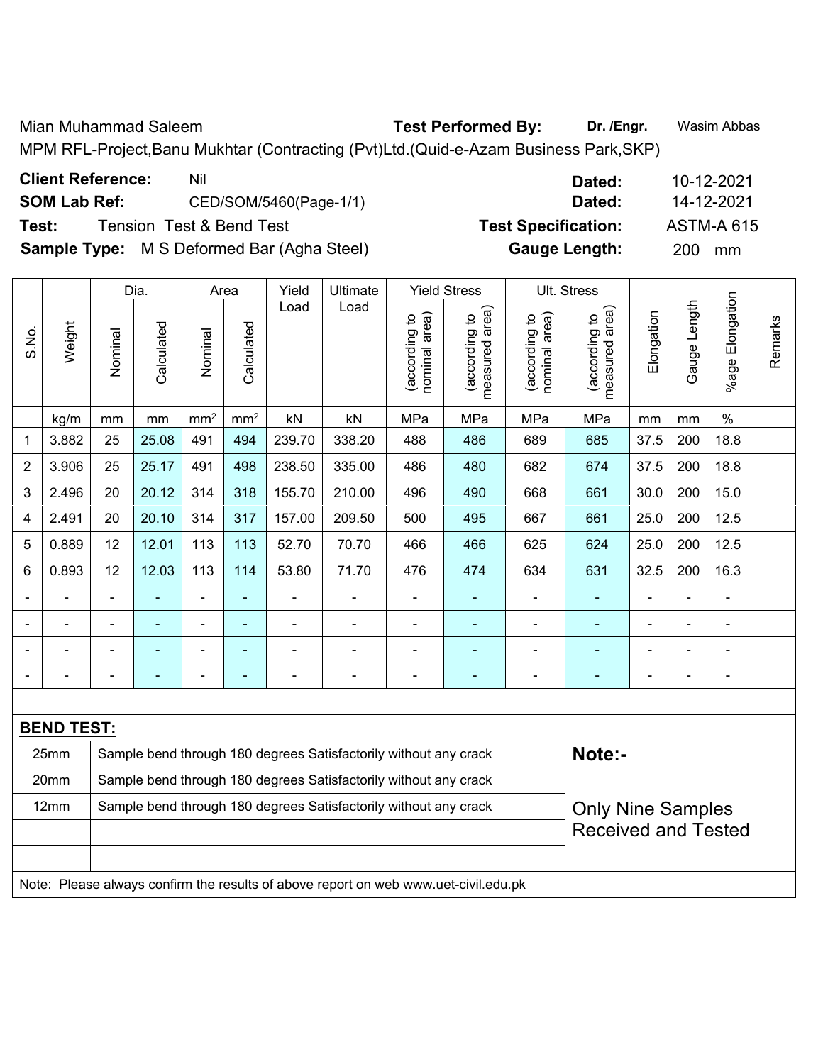Mian Muhammad Saleem **Test Performed By:** **Dr. /Engr.** Wasim Abbas

MPM RFL-Project,Banu Mukhtar (Contracting (Pvt)Ltd.(Quid-e-Azam Business Park,SKP)

**Client Reference:** Nil **Dated:** 10-12-2021

**SOM Lab Ref:** CED/SOM/5460(Page-1/1) **Dated:** 14-12-2021

**Test:** Tension Test & Bend Test **Test Specification:** ASTM-A 615

**Sample Type:** M S Deformed Bar (Agha Steel) **Gauge Length:** 200 mm

| S.No. | Weight | Dia. | | Area | | Yield Load | Ultimate Load | Yield Stress | | Ult. Stress | | Elongation | Gauge Length | %age Elongation | Remarks |
|---|---|---|---|---|---|---|---|---|---|---|---|---|---|---|---|
| | | Nominal | Calculated | Nominal | Calculated | | | (according to nominal area) | (according to measured area) | (according to nominal area) | (according to measured area) | | | | |
| | kg/m | mm | mm | mm² | mm² | kN | kN | MPa | MPa | MPa | MPa | mm | mm | % | |
| 1 | 3.882 | 25 | 25.08 | 491 | 494 | 239.70 | 338.20 | 488 | 486 | 689 | 685 | 37.5 | 200 | 18.8 | |
| 2 | 3.906 | 25 | 25.17 | 491 | 498 | 238.50 | 335.00 | 486 | 480 | 682 | 674 | 37.5 | 200 | 18.8 | |
| 3 | 2.496 | 20 | 20.12 | 314 | 318 | 155.70 | 210.00 | 496 | 490 | 668 | 661 | 30.0 | 200 | 15.0 | |
| 4 | 2.491 | 20 | 20.10 | 314 | 317 | 157.00 | 209.50 | 500 | 495 | 667 | 661 | 25.0 | 200 | 12.5 | |
| 5 | 0.889 | 12 | 12.01 | 113 | 113 | 52.70 | 70.70 | 466 | 466 | 625 | 624 | 25.0 | 200 | 12.5 | |
| 6 | 0.893 | 12 | 12.03 | 113 | 114 | 53.80 | 71.70 | 476 | 474 | 634 | 631 | 32.5 | 200 | 16.3 | |
| - | - | - | - | - | - | - | - | - | - | - | - | - | - | - | |
| - | - | - | - | - | - | - | - | - | - | - | - | - | - | - | |
| - | - | - | - | - | - | - | - | - | - | - | - | - | - | - | |
| - | - | - | - | - | - | - | - | - | - | - | - | - | - | - | |

**BEND TEST:**

| Size | Result |
|---|---|
| 25mm | Sample bend through 180 degrees Satisfactorily without any crack |
| 20mm | Sample bend through 180 degrees Satisfactorily without any crack |
| 12mm | Sample bend through 180 degrees Satisfactorily without any crack |

**Note:-**

Only Nine Samples Received and Tested

Note: Please always confirm the results of above report on web www.uet-civil.edu.pk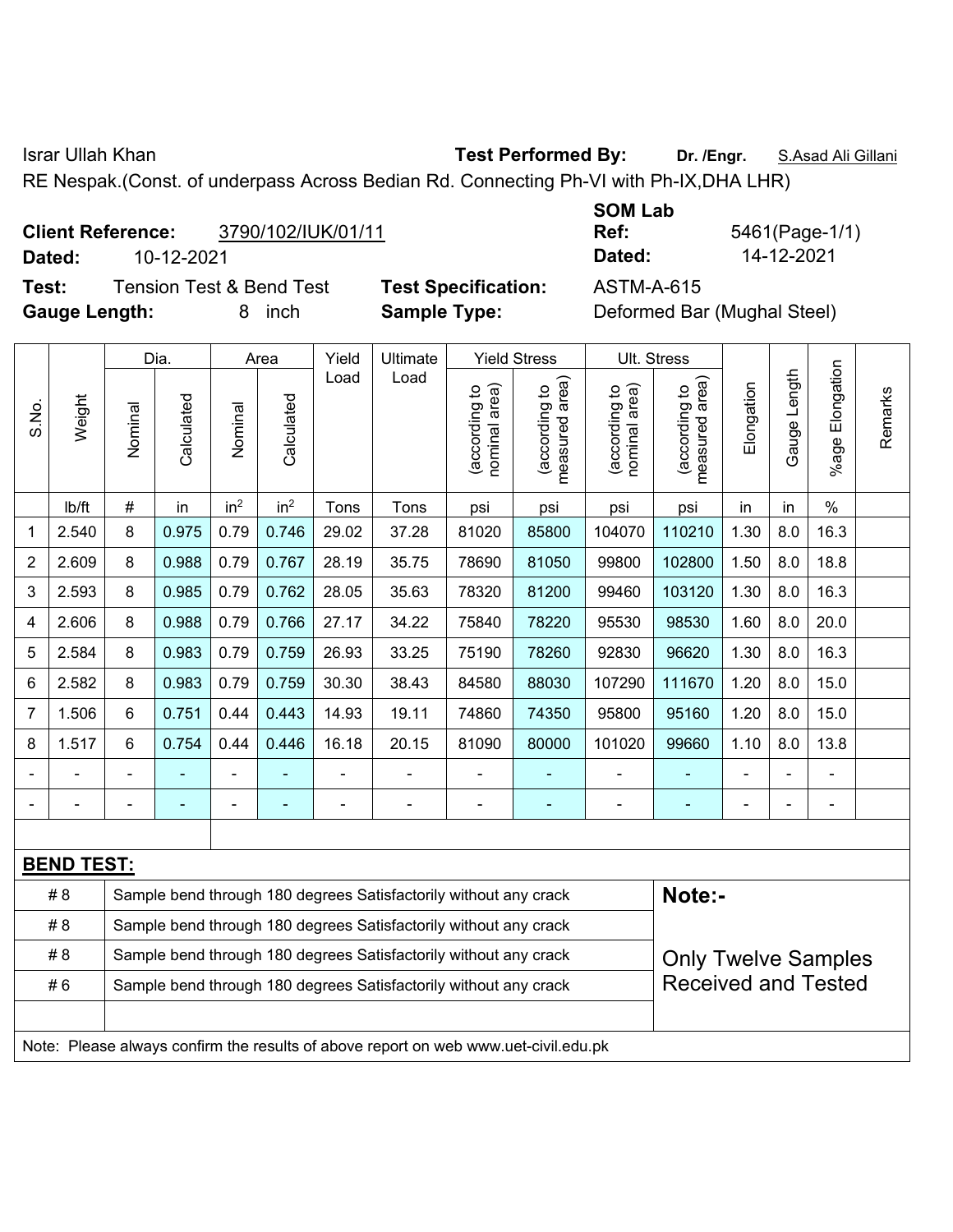Israr Ullah Khan **Test Performed By:** **Dr. /Engr.** S.Asad Ali Gillani

RE Nespak.(Const. of underpass Across Bedian Rd. Connecting Ph-VI with Ph-IX,DHA LHR)

**Client Reference:** 3790/102/IUK/01/11 **SOM Lab Ref:** 5461(Page-1/1)

**Dated:** 10-12-2021 **Dated:** 14-12-2021

**Test:** Tension Test & Bend Test **Test Specification:** ASTM-A-615

**Gauge Length:** 8 inch **Sample Type:** Deformed Bar (Mughal Steel)

| S.No. | Weight | Dia. | | Area | | Yield Load | Ultimate Load | Yield Stress | | Ult. Stress | | Elongation | Gauge Length | %age Elongation | Remarks |
|---|---|---|---|---|---|---|---|---|---|---|---|---|---|---|---|
| | | Nominal | Calculated | Nominal | Calculated | | | (according to nominal area) | (according to measured area) | (according to nominal area) | (according to measured area) | | | | |
| | lb/ft | # | in | $in^2$ | $in^2$ | Tons | Tons | psi | psi | psi | psi | in | in | % | |
| 1 | 2.540 | 8 | 0.975 | 0.79 | 0.746 | 29.02 | 37.28 | 81020 | 85800 | 104070 | 110210 | 1.30 | 8.0 | 16.3 | |
| 2 | 2.609 | 8 | 0.988 | 0.79 | 0.767 | 28.19 | 35.75 | 78690 | 81050 | 99800 | 102800 | 1.50 | 8.0 | 18.8 | |
| 3 | 2.593 | 8 | 0.985 | 0.79 | 0.762 | 28.05 | 35.63 | 78320 | 81200 | 99460 | 103120 | 1.30 | 8.0 | 16.3 | |
| 4 | 2.606 | 8 | 0.988 | 0.79 | 0.766 | 27.17 | 34.22 | 75840 | 78220 | 95530 | 98530 | 1.60 | 8.0 | 20.0 | |
| 5 | 2.584 | 8 | 0.983 | 0.79 | 0.759 | 26.93 | 33.25 | 75190 | 78260 | 92830 | 96620 | 1.30 | 8.0 | 16.3 | |
| 6 | 2.582 | 8 | 0.983 | 0.79 | 0.759 | 30.30 | 38.43 | 84580 | 88030 | 107290 | 111670 | 1.20 | 8.0 | 15.0 | |
| 7 | 1.506 | 6 | 0.751 | 0.44 | 0.443 | 14.93 | 19.11 | 74860 | 74350 | 95800 | 95160 | 1.20 | 8.0 | 15.0 | |
| 8 | 1.517 | 6 | 0.754 | 0.44 | 0.446 | 16.18 | 20.15 | 81090 | 80000 | 101020 | 99660 | 1.10 | 8.0 | 13.8 | |
| - | - | - | - | - | - | - | - | - | - | - | - | - | - | - | |
| - | - | - | - | - | - | - | - | - | - | - | - | - | - | - | |

**BEND TEST:**

| | | |
|---|---|---|
| # 8 | Sample bend through 180 degrees Satisfactorily without any crack | **Note:-** |
| # 8 | Sample bend through 180 degrees Satisfactorily without any crack | |
| # 8 | Sample bend through 180 degrees Satisfactorily without any crack | Only Twelve Samples Received and Tested |
| # 6 | Sample bend through 180 degrees Satisfactorily without any crack | |

Note: Please always confirm the results of above report on web www.uet-civil.edu.pk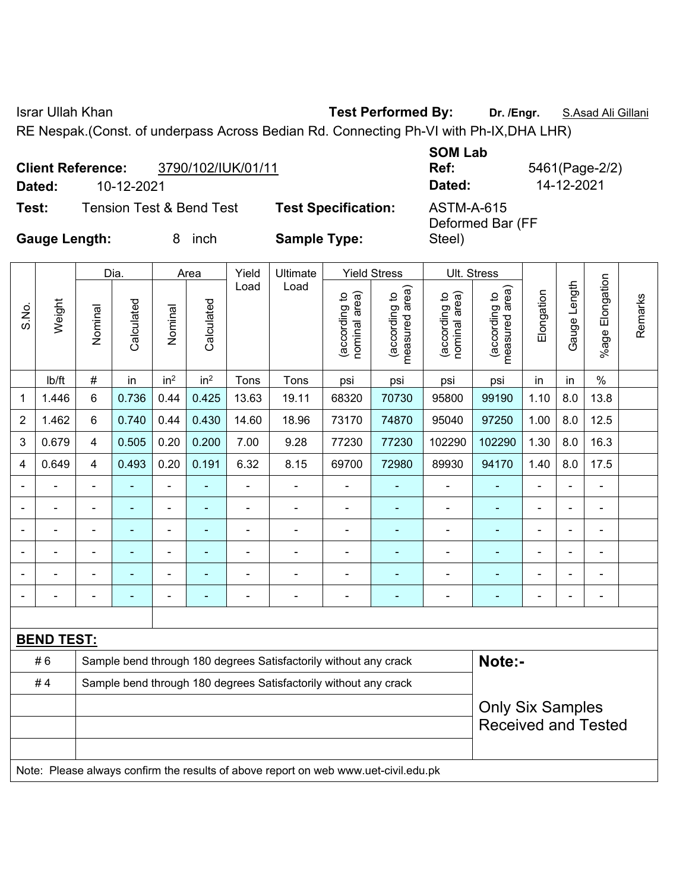Israr Ullah Khan **Test Performed By:** **Dr. /Engr.** S.Asad Ali Gillani

RE Nespak.(Const. of underpass Across Bedian Rd. Connecting Ph-VI with Ph-IX,DHA LHR)

**Client Reference:** 3790/102/IUK/01/11 **SOM Lab Ref:** 5461(Page-2/2)

**Dated:** 10-12-2021 **Dated:** 14-12-2021

**Test:** Tension Test & Bend Test **Test Specification:** ASTM-A-615

**Gauge Length:** 8 inch **Sample Type:** Deformed Bar (FF Steel)

| S.No. | Weight | Dia. | | Area | | Yield Load | Ultimate Load | Yield Stress | | Ult. Stress | | Elongation | Gauge Length | %age Elongation | Remarks |
|---|---|---|---|---|---|---|---|---|---|---|---|---|---|---|---|
| | | Nominal | Calculated | Nominal | Calculated | | | (according to nominal area) | (according to measured area) | (according to nominal area) | (according to measured area) | | | | |
| | lb/ft | # | in | in$^2$ | in$^2$ | Tons | Tons | psi | psi | psi | psi | in | in | % | |
| 1 | 1.446 | 6 | 0.736 | 0.44 | 0.425 | 13.63 | 19.11 | 68320 | 70730 | 95800 | 99190 | 1.10 | 8.0 | 13.8 | |
| 2 | 1.462 | 6 | 0.740 | 0.44 | 0.430 | 14.60 | 18.96 | 73170 | 74870 | 95040 | 97250 | 1.00 | 8.0 | 12.5 | |
| 3 | 0.679 | 4 | 0.505 | 0.20 | 0.200 | 7.00 | 9.28 | 77230 | 77230 | 102290 | 102290 | 1.30 | 8.0 | 16.3 | |
| 4 | 0.649 | 4 | 0.493 | 0.20 | 0.191 | 6.32 | 8.15 | 69700 | 72980 | 89930 | 94170 | 1.40 | 8.0 | 17.5 | |
| - | - | - | - | - | - | - | - | - | - | - | - | - | - | - | |
| - | - | - | - | - | - | - | - | - | - | - | - | - | - | - | |
| - | - | - | - | - | - | - | - | - | - | - | - | - | - | - | |
| - | - | - | - | - | - | - | - | - | - | - | - | - | - | - | |
| - | - | - | - | - | - | - | - | - | - | - | - | - | - | - | |
| - | - | - | - | - | - | - | - | - | - | - | - | - | - | - | |

**BEND TEST:**

| | | |
|---|---|---|
| # 6 | Sample bend through 180 degrees Satisfactorily without any crack | **Note:-** |
| # 4 | Sample bend through 180 degrees Satisfactorily without any crack | Only Six Samples Received and Tested |

Note: Please always confirm the results of above report on web www.uet-civil.edu.pk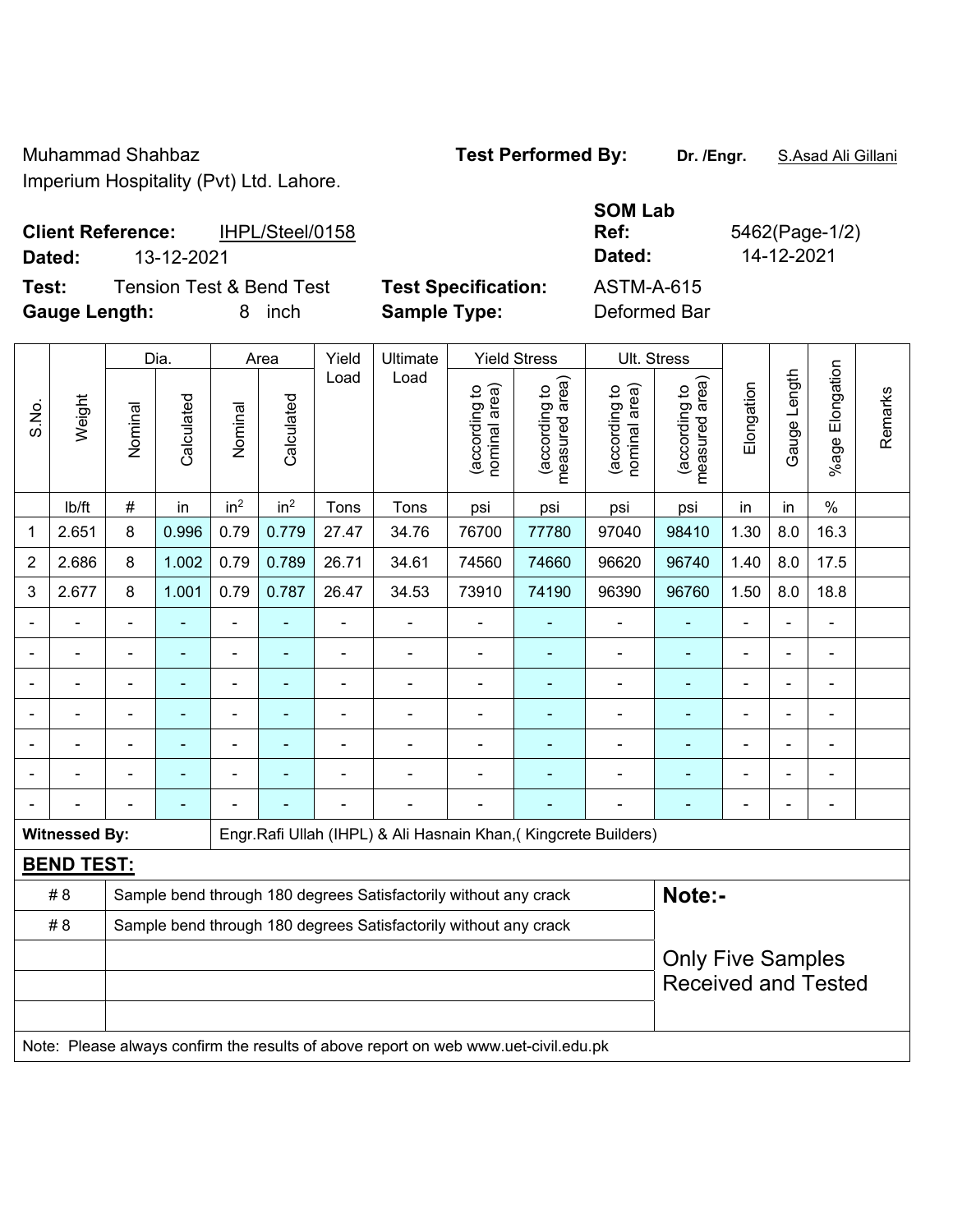Muhammad Shahbaz
Imperium Hospitality (Pvt) Ltd. Lahore.

**Test Performed By:** **Dr. /Engr.** S.Asad Ali Gillani

**Client Reference:** IHPL/Steel/0158
**Dated:** 13-12-2021

**SOM Lab Ref:** 5462(Page-1/2)
**Dated:** 14-12-2021

**Test:** Tension Test & Bend Test
**Gauge Length:** 8 inch

**Test Specification:** ASTM-A-615
**Sample Type:** Deformed Bar

| S.No. | Weight | Dia. | | Area | | Yield Load | Ultimate Load | Yield Stress | | Ult. Stress | | Elongation | Gauge Length | %age Elongation | Remarks |
|---|---|---|---|---|---|---|---|---|---|---|---|---|---|---|---|
| | | Nominal | Calculated | Nominal | Calculated | | | (according to nominal area) | (according to measured area) | (according to nominal area) | (according to measured area) | | | | |
| | lb/ft | # | in | in$^2$ | in$^2$ | Tons | Tons | psi | psi | psi | psi | in | in | % | |
| 1 | 2.651 | 8 | 0.996 | 0.79 | 0.779 | 27.47 | 34.76 | 76700 | 77780 | 97040 | 98410 | 1.30 | 8.0 | 16.3 | |
| 2 | 2.686 | 8 | 1.002 | 0.79 | 0.789 | 26.71 | 34.61 | 74560 | 74660 | 96620 | 96740 | 1.40 | 8.0 | 17.5 | |
| 3 | 2.677 | 8 | 1.001 | 0.79 | 0.787 | 26.47 | 34.53 | 73910 | 74190 | 96390 | 96760 | 1.50 | 8.0 | 18.8 | |
| - | - | - | - | - | - | - | - | - | - | - | - | - | - | - | |
| - | - | - | - | - | - | - | - | - | - | - | - | - | - | - | |
| - | - | - | - | - | - | - | - | - | - | - | - | - | - | - | |
| - | - | - | - | - | - | - | - | - | - | - | - | - | - | - | |
| - | - | - | - | - | - | - | - | - | - | - | - | - | - | - | |
| - | - | - | - | - | - | - | - | - | - | - | - | - | - | - | |
| - | - | - | - | - | - | - | - | - | - | - | - | - | - | - | |

**Witnessed By:** Engr.Rafi Ullah (IHPL) & Ali Hasnain Khan,( Kingcrete Builders)

**BEND TEST:**

| | |
|---|---|
| # 8 | Sample bend through 180 degrees Satisfactorily without any crack |
| # 8 | Sample bend through 180 degrees Satisfactorily without any crack |

**Note:-**

Only Five Samples Received and Tested

Note: Please always confirm the results of above report on web www.uet-civil.edu.pk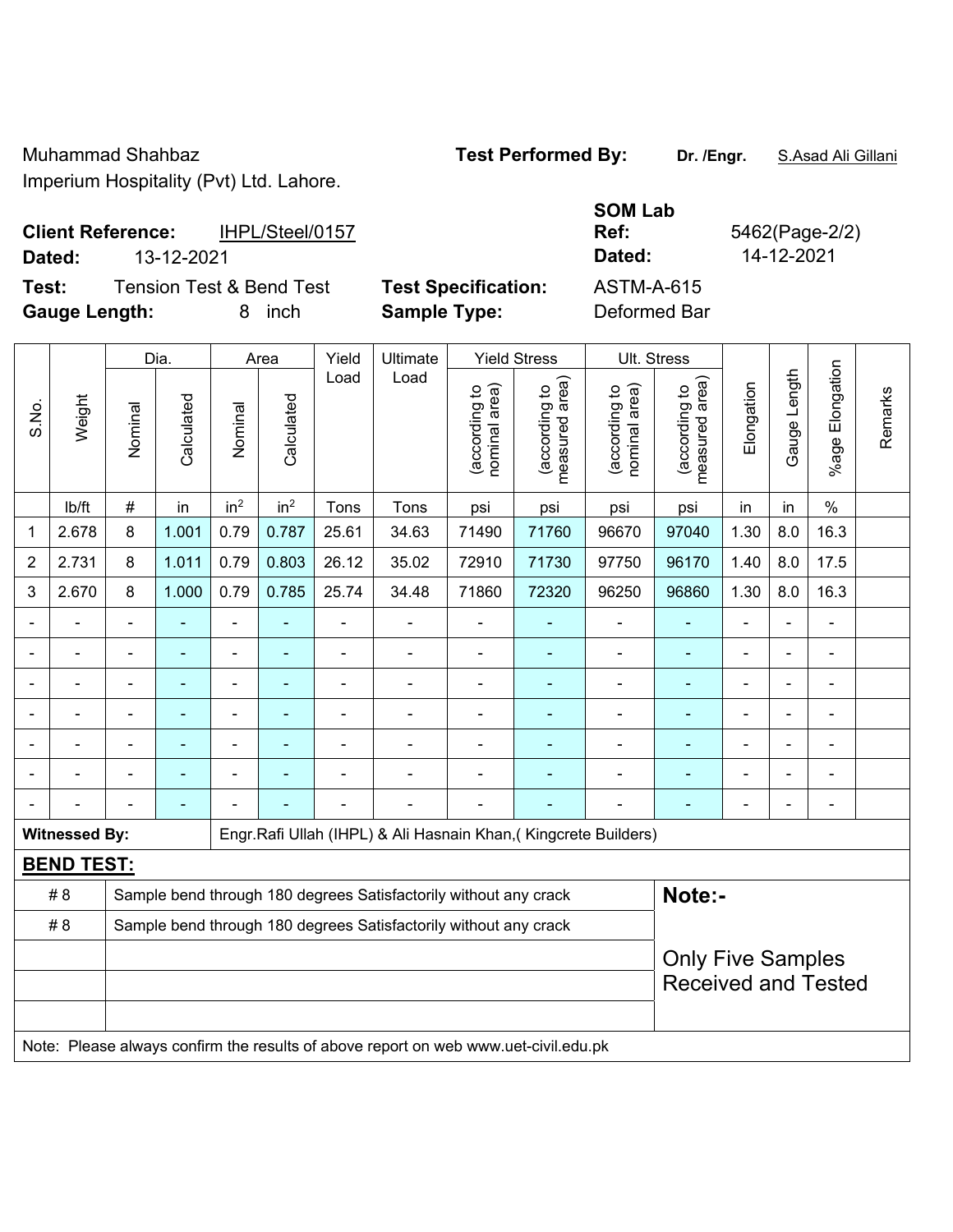Muhammad Shahbaz
Imperium Hospitality (Pvt) Ltd. Lahore.

**Test Performed By:** **Dr. /Engr.** S.Asad Ali Gillani

**Client Reference:** IHPL/Steel/0157
**Dated:** 13-12-2021

**SOM Lab Ref:** 5462(Page-2/2)
**Dated:** 14-12-2021

**Test:** Tension Test & Bend Test
**Gauge Length:** 8 inch

**Test Specification:** ASTM-A-615
**Sample Type:** Deformed Bar

| S.No. | Weight | Dia. | | Area | | Yield Load | Ultimate Load | Yield Stress | | Ult. Stress | | Elongation | Gauge Length | %age Elongation | Remarks |
|---|---|---|---|---|---|---|---|---|---|---|---|---|---|---|---|
| | | Nominal | Calculated | Nominal | Calculated | | | (according to nominal area) | (according to measured area) | (according to nominal area) | (according to measured area) | | | | |
| | lb/ft | # | in | in$^2$ | in$^2$ | Tons | Tons | psi | psi | psi | psi | in | in | % | |
| 1 | 2.678 | 8 | 1.001 | 0.79 | 0.787 | 25.61 | 34.63 | 71490 | 71760 | 96670 | 97040 | 1.30 | 8.0 | 16.3 | |
| 2 | 2.731 | 8 | 1.011 | 0.79 | 0.803 | 26.12 | 35.02 | 72910 | 71730 | 97750 | 96170 | 1.40 | 8.0 | 17.5 | |
| 3 | 2.670 | 8 | 1.000 | 0.79 | 0.785 | 25.74 | 34.48 | 71860 | 72320 | 96250 | 96860 | 1.30 | 8.0 | 16.3 | |
| - | - | - | - | - | - | - | - | - | - | - | - | - | - | - | |
| - | - | - | - | - | - | - | - | - | - | - | - | - | - | - | |
| - | - | - | - | - | - | - | - | - | - | - | - | - | - | - | |
| - | - | - | - | - | - | - | - | - | - | - | - | - | - | - | |
| - | - | - | - | - | - | - | - | - | - | - | - | - | - | - | |
| - | - | - | - | - | - | - | - | - | - | - | - | - | - | - | |
| - | - | - | - | - | - | - | - | - | - | - | - | - | - | - | |

**Witnessed By:** Engr.Rafi Ullah (IHPL) & Ali Hasnain Khan,( Kingcrete Builders)

**BEND TEST:**

| | | |
|---|---|---|
| # 8 | Sample bend through 180 degrees Satisfactorily without any crack | **Note:-** |
| # 8 | Sample bend through 180 degrees Satisfactorily without any crack | Only Five Samples Received and Tested |
| | | |
| | | |
| | | |

Note: Please always confirm the results of above report on web www.uet-civil.edu.pk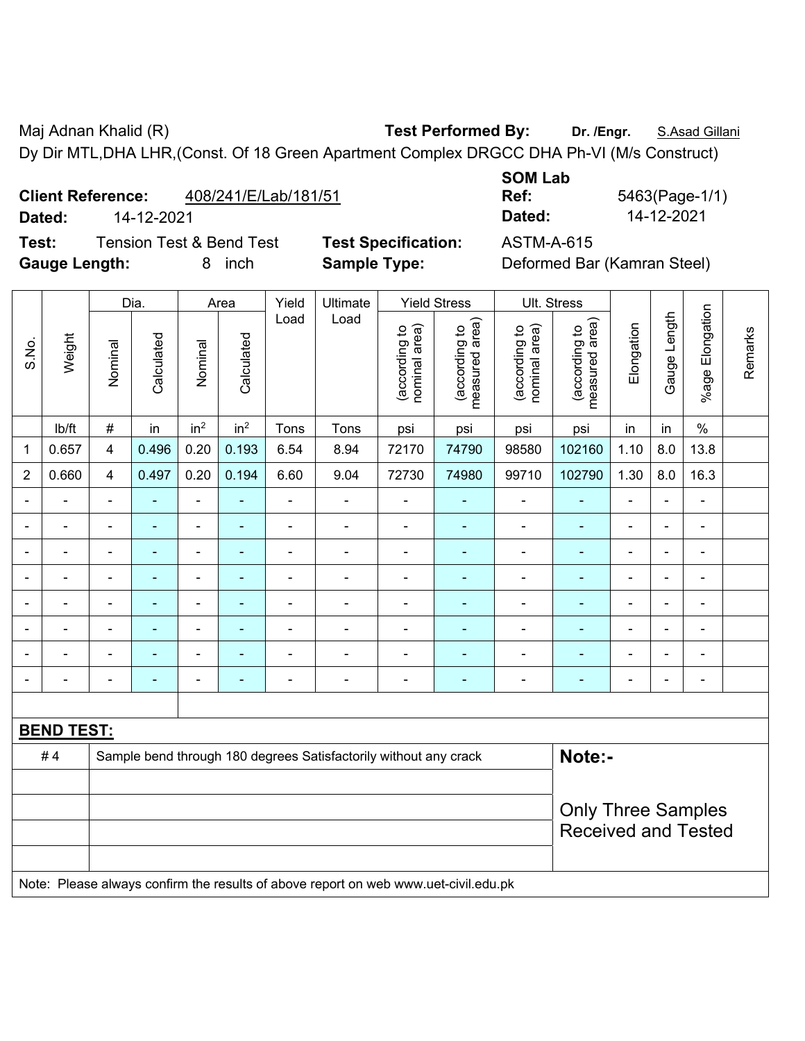Maj Adnan Khalid (R) **Test Performed By:** **Dr. /Engr.** S.Asad Gillani

Dy Dir MTL,DHA LHR,(Const. Of 18 Green Apartment Complex DRGCC DHA Ph-VI (M/s Construct)

**Client Reference:** 408/241/E/Lab/181/51 **SOM Lab Ref:** 5463(Page-1/1)

**Dated:** 14-12-2021 **Dated:** 14-12-2021

**Test:** Tension Test & Bend Test **Test Specification:** ASTM-A-615

**Gauge Length:** 8 inch **Sample Type:** Deformed Bar (Kamran Steel)

| S.No. | Weight | Dia. | | Area | | Yield Load | Ultimate Load | Yield Stress | | Ult. Stress | | Elongation | Gauge Length | %age Elongation | Remarks |
|---|---|---|---|---|---|---|---|---|---|---|---|---|---|---|---|
| | | Nominal | Calculated | Nominal | Calculated | | | (according to nominal area) | (according to measured area) | (according to nominal area) | (according to measured area) | | | | |
| | lb/ft | # | in | in$^2$ | in$^2$ | Tons | Tons | psi | psi | psi | psi | in | in | % | |
| 1 | 0.657 | 4 | 0.496 | 0.20 | 0.193 | 6.54 | 8.94 | 72170 | 74790 | 98580 | 102160 | 1.10 | 8.0 | 13.8 | |
| 2 | 0.660 | 4 | 0.497 | 0.20 | 0.194 | 6.60 | 9.04 | 72730 | 74980 | 99710 | 102790 | 1.30 | 8.0 | 16.3 | |
| - | - | - | - | - | - | - | - | - | - | - | - | - | - | - | |
| - | - | - | - | - | - | - | - | - | - | - | - | - | - | - | |
| - | - | - | - | - | - | - | - | - | - | - | - | - | - | - | |
| - | - | - | - | - | - | - | - | - | - | - | - | - | - | - | |
| - | - | - | - | - | - | - | - | - | - | - | - | - | - | - | |
| - | - | - | - | - | - | - | - | - | - | - | - | - | - | - | |
| - | - | - | - | - | - | - | - | - | - | - | - | - | - | - | |
| - | - | - | - | - | - | - | - | - | - | - | - | - | - | - | |

**BEND TEST:**

| | | |
|---|---|---|
| # 4 | Sample bend through 180 degrees Satisfactorily without any crack | **Note:-** Only Three Samples Received and Tested |

Note: Please always confirm the results of above report on web www.uet-civil.edu.pk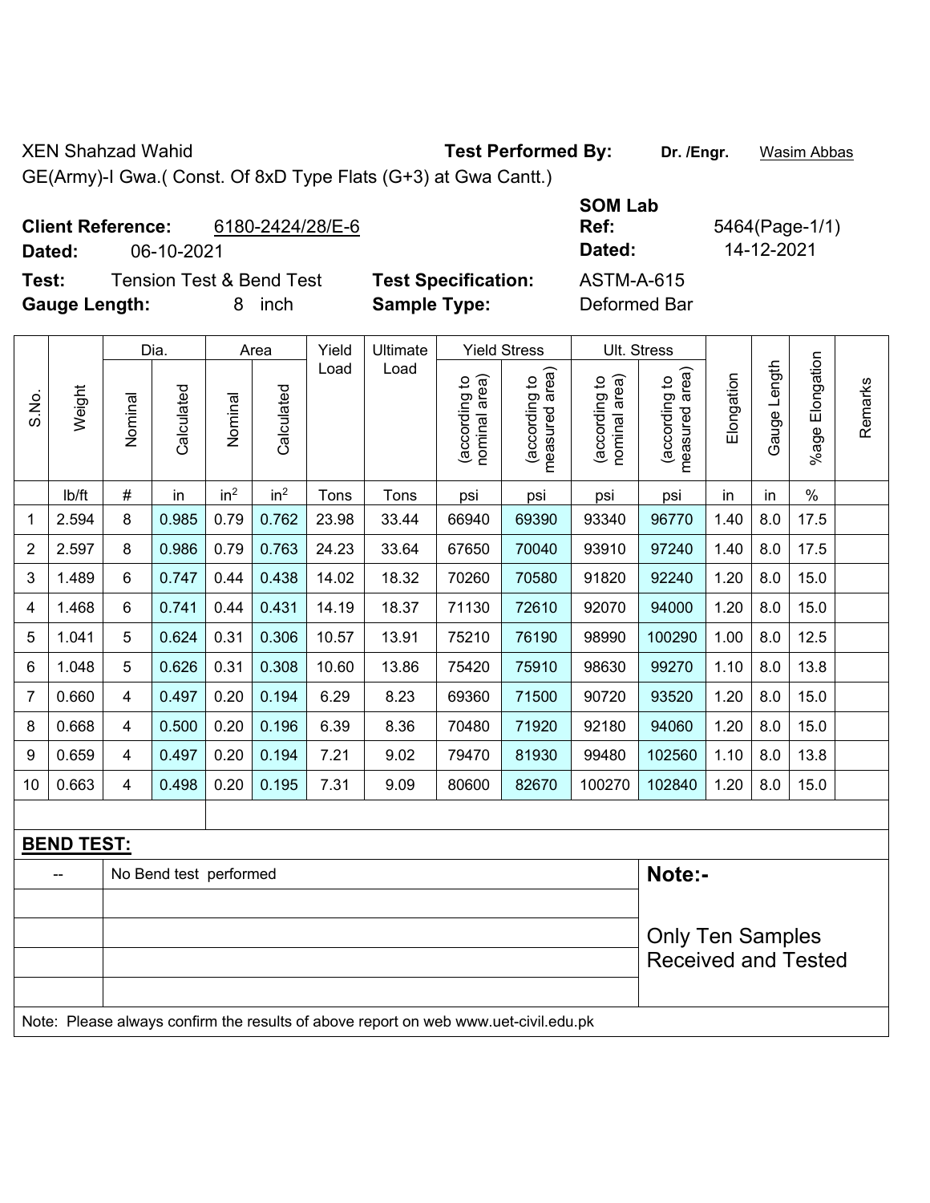XEN Shahzad Wahid

GE(Army)-I Gwa.( Const. Of 8xD Type Flats (G+3) at Gwa Cantt.)

**Test Performed By:** **Dr. /Engr.** Wasim Abbas

**Client Reference:** 6180-2424/28/E-6

**Dated:** 06-10-2021

**SOM Lab Ref:** 5464(Page-1/1)

**Dated:** 14-12-2021

**Test:** Tension Test & Bend Test

**Test Specification:** ASTM-A-615

**Gauge Length:** 8 inch

**Sample Type:** Deformed Bar

| S.No. | Weight | Dia. | | Area | | Yield Load | Ultimate Load | Yield Stress | | Ult. Stress | | Elongation | Gauge Length | %age Elongation | Remarks |
|---|---|---|---|---|---|---|---|---|---|---|---|---|---|---|---|
| | | Nominal | Calculated | Nominal | Calculated | | | (according to nominal area) | (according to measured area) | (according to nominal area) | (according to measured area) | | | | |
| | lb/ft | # | in | $in^2$ | $in^2$ | Tons | Tons | psi | psi | psi | psi | in | in | % | |
| 1 | 2.594 | 8 | 0.985 | 0.79 | 0.762 | 23.98 | 33.44 | 66940 | 69390 | 93340 | 96770 | 1.40 | 8.0 | 17.5 | |
| 2 | 2.597 | 8 | 0.986 | 0.79 | 0.763 | 24.23 | 33.64 | 67650 | 70040 | 93910 | 97240 | 1.40 | 8.0 | 17.5 | |
| 3 | 1.489 | 6 | 0.747 | 0.44 | 0.438 | 14.02 | 18.32 | 70260 | 70580 | 91820 | 92240 | 1.20 | 8.0 | 15.0 | |
| 4 | 1.468 | 6 | 0.741 | 0.44 | 0.431 | 14.19 | 18.37 | 71130 | 72610 | 92070 | 94000 | 1.20 | 8.0 | 15.0 | |
| 5 | 1.041 | 5 | 0.624 | 0.31 | 0.306 | 10.57 | 13.91 | 75210 | 76190 | 98990 | 100290 | 1.00 | 8.0 | 12.5 | |
| 6 | 1.048 | 5 | 0.626 | 0.31 | 0.308 | 10.60 | 13.86 | 75420 | 75910 | 98630 | 99270 | 1.10 | 8.0 | 13.8 | |
| 7 | 0.660 | 4 | 0.497 | 0.20 | 0.194 | 6.29 | 8.23 | 69360 | 71500 | 90720 | 93520 | 1.20 | 8.0 | 15.0 | |
| 8 | 0.668 | 4 | 0.500 | 0.20 | 0.196 | 6.39 | 8.36 | 70480 | 71920 | 92180 | 94060 | 1.20 | 8.0 | 15.0 | |
| 9 | 0.659 | 4 | 0.497 | 0.20 | 0.194 | 7.21 | 9.02 | 79470 | 81930 | 99480 | 102560 | 1.10 | 8.0 | 13.8 | |
| 10 | 0.663 | 4 | 0.498 | 0.20 | 0.195 | 7.31 | 9.09 | 80600 | 82670 | 100270 | 102840 | 1.20 | 8.0 | 15.0 | |

**BEND TEST:**

| | | |
|---|---|---|
| -- | No Bend test performed | **Note:-** |
| | | Only Ten Samples Received and Tested |

Note: Please always confirm the results of above report on web www.uet-civil.edu.pk